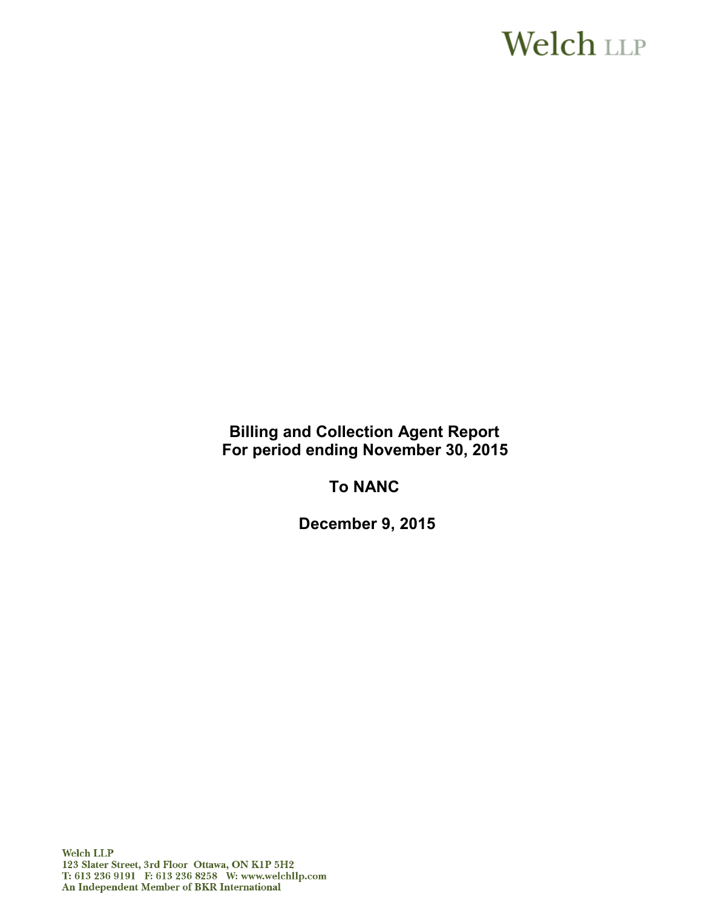Welch LLP

# Billing and Collection Agent Report
# For period ending November 30, 2015

# To NANC

# December 9, 2015

Welch LLP
123 Slater Street, 3rd Floor Ottawa, ON K1P 5H2
T: 613 236 9191 F: 613 236 8258 W: www.welchllp.com
An Independent Member of BKR International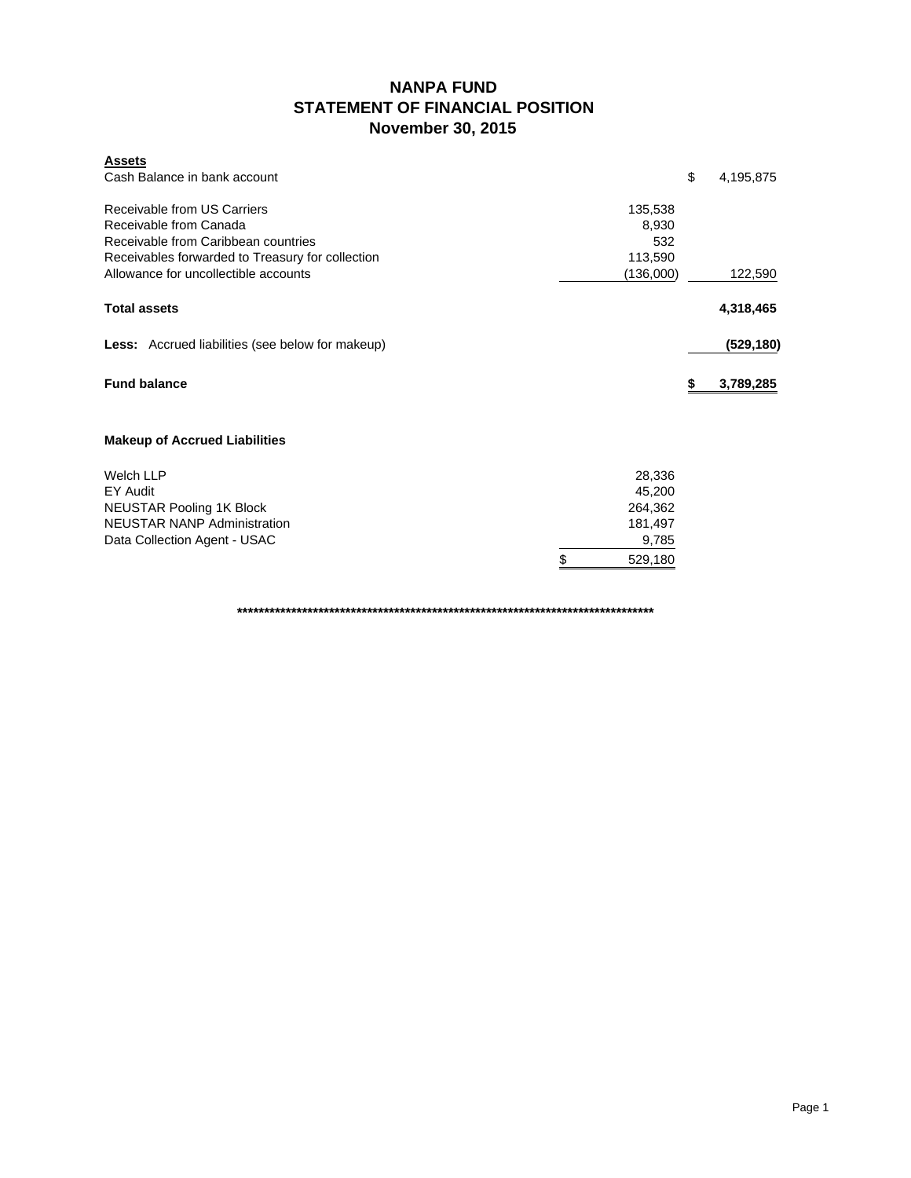# NANPA FUND
## STATEMENT OF FINANCIAL POSITION
### November 30, 2015

| | | |
|---|---|---|
| **Assets** | | |
| Cash Balance in bank account | | $ 4,195,875 |
| | | |
| Receivable from US Carriers | 135,538 | |
| Receivable from Canada | 8,930 | |
| Receivable from Caribbean countries | 532 | |
| Receivables forwarded to Treasury for collection | 113,590 | |
| Allowance for uncollectible accounts | (136,000) | 122,590 |
| | | |
| **Total assets** | | **4,318,465** |
| | | |
| **Less:** Accrued liabilities (see below for makeup) | | **(529,180)** |
| | | |
| **Fund balance** | | **$ 3,789,285** |

**Makeup of Accrued Liabilities**

| | |
|---|---|
| Welch LLP | 28,336 |
| EY Audit | 45,200 |
| NEUSTAR Pooling 1K Block | 264,362 |
| NEUSTAR NANP Administration | 181,497 |
| Data Collection Agent - USAC | 9,785 |
| | $ 529,180 |

********************************************************************************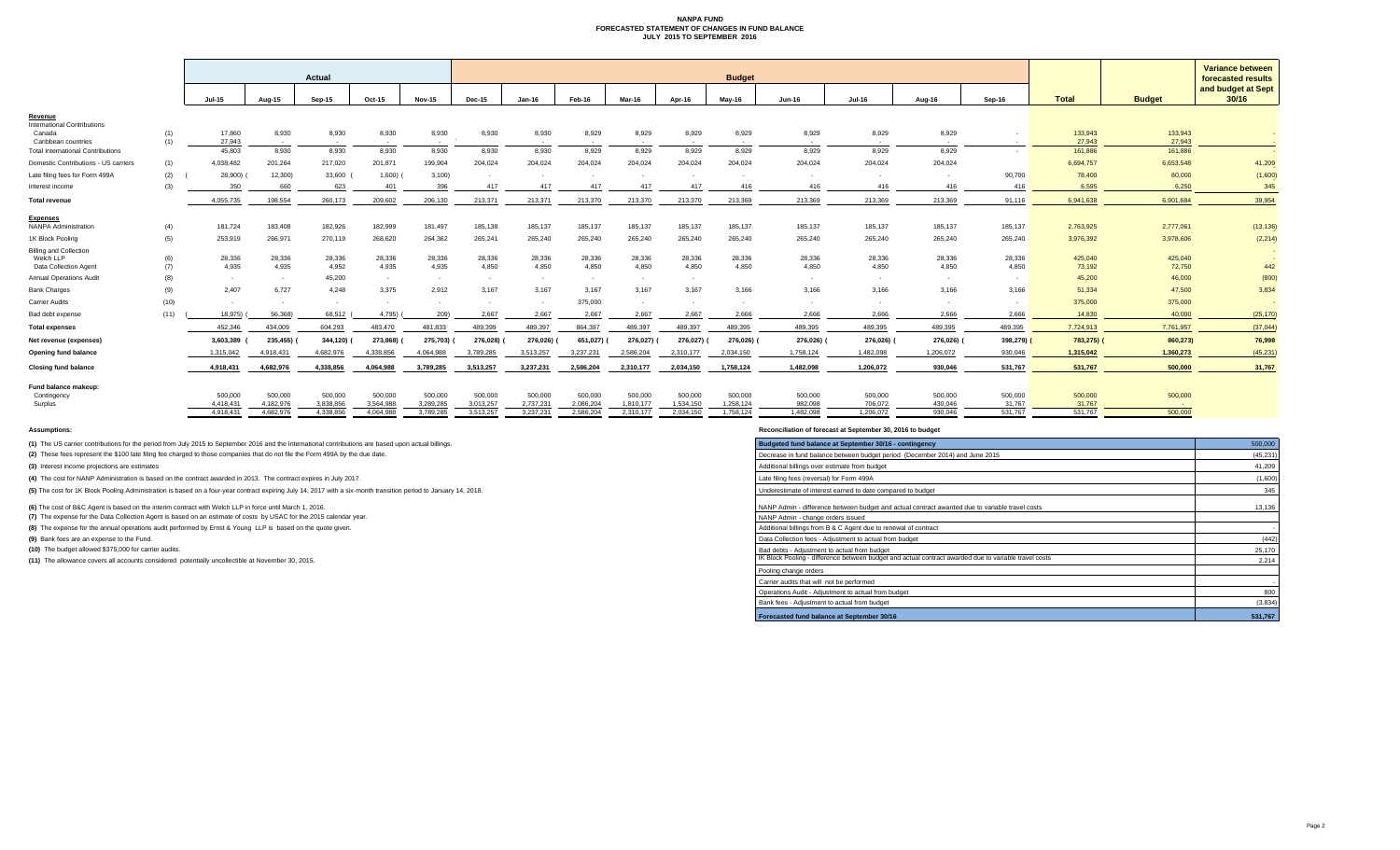# NANPA FUND
## FORECASTED STATEMENT OF CHANGES IN FUND BALANCE
### JULY 2015 TO SEPTEMBER 2016

| | | Actual | | | | | Budget | | | | | | | | | | | | Variance between forecasted results and budget at Sept 30/16 |
|---|---|---|---|---|---|---|---|---|---|---|---|---|---|---|---|---|---|---|---|
| | | Jul-15 | Aug-15 | Sep-15 | Oct-15 | Nov-15 | Dec-15 | Jan-16 | Feb-16 | Mar-16 | Apr-16 | May-16 | Jun-16 | Jul-16 | Aug-16 | Sep-16 | Total | Budget | |
| **Revenue** | | | | | | | | | | | | | | | | | | | |
| International Contributions | | | | | | | | | | | | | | | | | | | |
| Canada | (1) | 17,860 | 8,930 | 8,930 | 8,930 | 8,930 | 8,930 | 8,930 | 8,929 | 8,929 | 8,929 | 8,929 | 8,929 | 8,929 | 8,929 | - | 133,943 | 133,943 | - |
| Caribbean countries | (1) | 27,943 | - | - | - | - | - | - | - | - | - | - | - | - | - | - | 27,943 | 27,943 | - |
| Total International Contributions | | 45,803 | 8,930 | 8,930 | 8,930 | 8,930 | 8,930 | 8,930 | 8,929 | 8,929 | 8,929 | 8,929 | 8,929 | 8,929 | 8,929 | - | 161,886 | 161,886 | - |
| Domestic Contributions - US carriers | (1) | 4,038,482 | 201,264 | 217,020 | 201,871 | 199,904 | 204,024 | 204,024 | 204,024 | 204,024 | 204,024 | 204,024 | 204,024 | 204,024 | 204,024 | | 6,694,757 | 6,653,548 | 41,209 |
| Late filing fees for Form 499A | (2) | (28,900) | (12,300) | 33,600 | (1,600) | (3,100) | - | - | - | - | - | - | - | - | - | 90,700 | 78,400 | 80,000 | (1,600) |
| Interest income | (3) | 350 | 660 | 623 | 401 | 396 | 417 | 417 | 417 | 417 | 417 | 416 | 416 | 416 | 416 | 416 | 6,595 | 6,250 | 345 |
| **Total revenue** | | 4,055,735 | 198,554 | 260,173 | 209,602 | 206,130 | 213,371 | 213,371 | 213,370 | 213,370 | 213,370 | 213,369 | 213,369 | 213,369 | 213,369 | 91,116 | 6,941,638 | 6,901,684 | 39,954 |
| **Expenses** | | | | | | | | | | | | | | | | | | | |
| NANPA Administration | (4) | 181,724 | 183,408 | 182,926 | 182,999 | 181,497 | 185,138 | 185,137 | 185,137 | 185,137 | 185,137 | 185,137 | 185,137 | 185,137 | 185,137 | 185,137 | 2,763,925 | 2,777,061 | (13,136) |
| 1K Block Pooling | (5) | 253,919 | 266,971 | 270,119 | 268,620 | 264,362 | 265,241 | 265,240 | 265,240 | 265,240 | 265,240 | 265,240 | 265,240 | 265,240 | 265,240 | 265,240 | 3,976,392 | 3,978,606 | (2,214) |
| Billing and Collection | | | | | | | | | | | | | | | | | | | |
| Welch LLP | (6) | 28,336 | 28,336 | 28,336 | 28,336 | 28,336 | 28,336 | 28,336 | 28,336 | 28,336 | 28,336 | 28,336 | 28,336 | 28,336 | 28,336 | 28,336 | 425,040 | 425,040 | - |
| Data Collection Agent | (7) | 4,935 | 4,935 | 4,952 | 4,935 | 4,935 | 4,850 | 4,850 | 4,850 | 4,850 | 4,850 | 4,850 | 4,850 | 4,850 | 4,850 | 4,850 | 73,192 | 72,750 | 442 |
| Annual Operations Audit | (8) | - | - | 45,200 | - | - | - | - | - | - | - | | - | - | - | - | 45,200 | 46,000 | (800) |
| Bank Charges | (9) | 2,407 | 6,727 | 4,248 | 3,375 | 2,912 | 3,167 | 3,167 | 3,167 | 3,167 | 3,167 | 3,166 | 3,166 | 3,166 | 3,166 | 3,166 | 51,334 | 47,500 | 3,834 |
| Carrier Audits | (10) | - | - | - | - | - | - | - | 375,000 | - | - | - | - | - | - | - | 375,000 | 375,000 | - |
| Bad debt expense | (11) | (18,975) | (56,368) | 68,512 | (4,795) | (209) | 2,667 | 2,667 | 2,667 | 2,667 | 2,667 | 2,666 | 2,666 | 2,666 | 2,666 | 2,666 | 14,830 | 40,000 | (25,170) |
| **Total expenses** | | 452,346 | 434,009 | 604,293 | 483,470 | 481,833 | 489,399 | 489,397 | 864,397 | 489,397 | 489,397 | 489,395 | 489,395 | 489,395 | 489,395 | 489,395 | 7,724,913 | 7,761,957 | (37,044) |
| **Net revenue (expenses)** | | 3,603,389 | (235,455) | (344,120) | (273,868) | (275,703) | (276,028) | (276,026) | (651,027) | (276,027) | (276,027) | (276,026) | (276,026) | (276,026) | (276,026) | (398,279) | (783,275) | (860,273) | 76,998 |
| **Opening fund balance** | | 1,315,042 | 4,918,431 | 4,682,976 | 4,338,856 | 4,064,988 | 3,789,285 | 3,513,257 | 3,237,231 | 2,586,204 | 2,310,177 | 2,034,150 | 1,758,124 | 1,482,098 | 1,206,072 | 930,046 | 1,315,042 | 1,360,273 | (45,231) |
| **Closing fund balance** | | 4,918,431 | 4,682,976 | 4,338,856 | 4,064,988 | 3,789,285 | 3,513,257 | 3,237,231 | 2,586,204 | 2,310,177 | 2,034,150 | 1,758,124 | 1,482,098 | 1,206,072 | 930,046 | 531,767 | 531,767 | 500,000 | 31,767 |
| **Fund balance makeup:** | | | | | | | | | | | | | | | | | | | |
| Contingency | | 500,000 | 500,000 | 500,000 | 500,000 | 500,000 | 500,000 | 500,000 | 500,000 | 500,000 | 500,000 | 500,000 | 500,000 | 500,000 | 500,000 | 500,000 | 500,000 | 500,000 | |
| Surplus | | 4,418,431 | 4,182,976 | 3,838,856 | 3,564,988 | 3,289,285 | 3,013,257 | 2,737,231 | 2,086,204 | 1,810,177 | 1,534,150 | 1,258,124 | 982,098 | 706,072 | 430,046 | 31,767 | 31,767 | - | |
| | | 4,918,431 | 4,682,976 | 4,338,856 | 4,064,988 | 3,789,285 | 3,513,257 | 3,237,231 | 2,586,204 | 2,310,177 | 2,034,150 | 1,758,124 | 1,482,098 | 1,206,072 | 930,046 | 531,767 | 531,767 | 500,000 | |

**Assumptions:**

**(1)** The US carrier contributions for the period from July 2015 to September 2016 and the International contributions are based upon actual billings.

**(2)** These fees represent the $100 late filing fee charged to those companies that do not file the Form 499A by the due date.

**(3)** Interest income projections are estimates

**(4)** The cost for NANP Administration is based on the contract awarded in 2013. The contract expires in July 2017.

**(5)** The cost for 1K Block Pooling Administration is based on a four-year contract expiring July 14, 2017 with a six-month transition period to January 14, 2018.

**(6)** The cost of B&C Agent is based on the interim contract with Welch LLP in force until March 1, 2016.

**(7)** The expense for the Data Collection Agent is based on an estimate of costs by USAC for the 2015 calendar year.

**(8)** The expense for the annual operations audit performed by Ernst & Young LLP is based on the quote given.

**(9)** Bank fees are an expense to the Fund.

**(10)** The budget allowed $375,000 for carrier audits.

**(11)** The allowance covers all accounts considered potentially uncollectible at November 30, 2015.

**Reconciliation of forecast at September 30, 2016 to budget**

| Item | Amount |
|---|---|
| **Budgeted fund balance at September 30/16 - contingency** | 500,000 |
| Decrease in fund balance between budget period (December 2014) and June 2015 | (45,231) |
| Additional billings over estimate from budget | 41,209 |
| Late filing fees (reversal) for Form 499A | (1,600) |
| Underestimate of interest earned to date compared to budget | 345 |
| NANP Admin - difference between budget and actual contract awarded due to variable travel costs | 13,136 |
| NANP Admin - change orders issued | |
| Additional billings from B & C Agent due to renewal of contract | - |
| Data Collection fees - Adjustment to actual from budget | (442) |
| Bad debts - Adjustment to actual from budget | 25,170 |
| 1K Block Pooling - difference between budget and actual contract awarded due to variable travel costs | 2,214 |
| Pooling change orders | |
| Carrier audits that will not be performed | - |
| Operations Audit - Adjustment to actual from budget | 800 |
| Bank fees - Adjustment to actual from budget | (3,834) |
| **Forecasted fund balance at September 30/16** | **531,767** |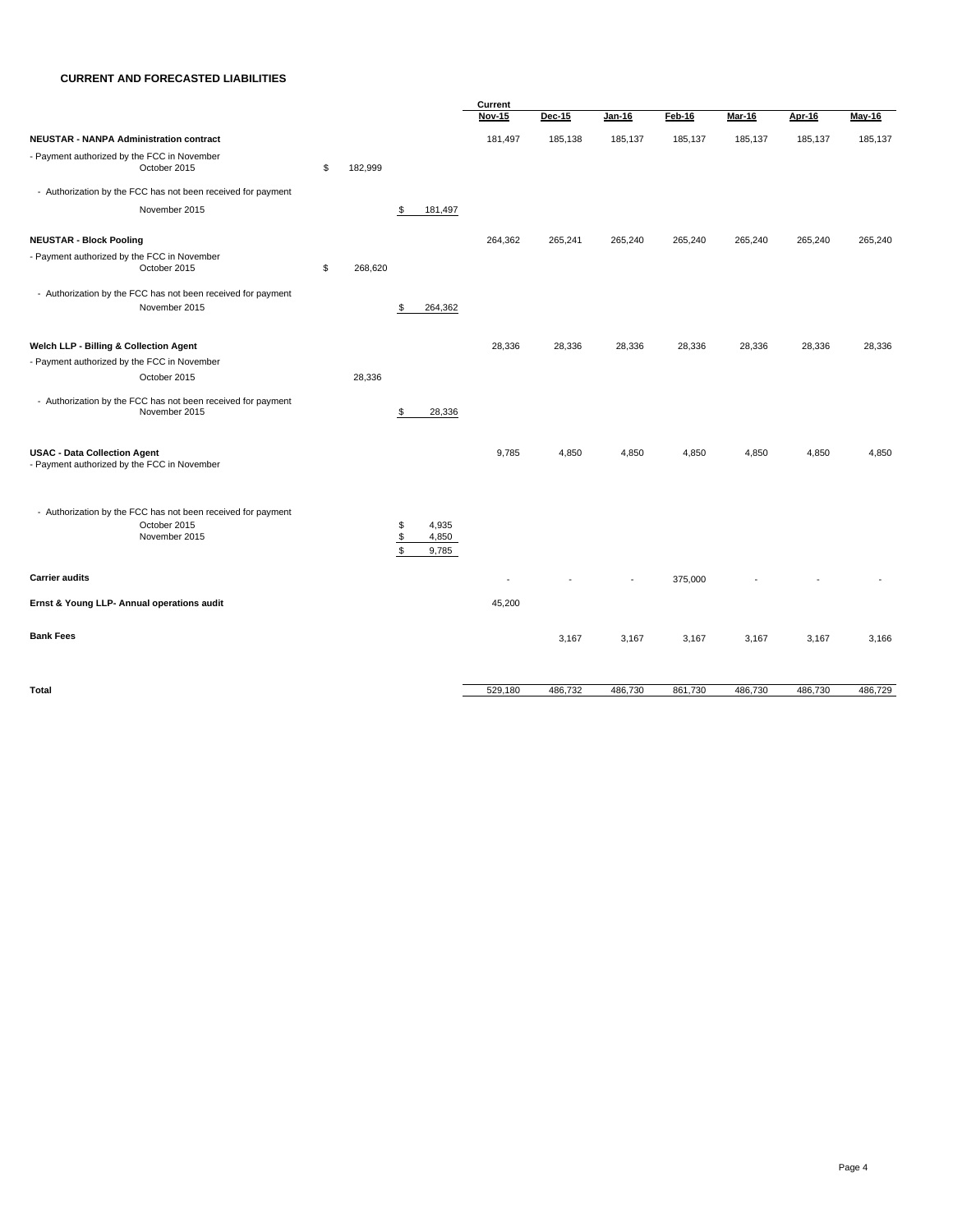## CURRENT AND FORECASTED LIABILITIES

| | | | Current Nov-15 | Dec-15 | Jan-16 | Feb-16 | Mar-16 | Apr-16 | May-16 |
|---|---|---|---|---|---|---|---|---|---|
| **NEUSTAR - NANPA Administration contract** | | | 181,497 | 185,138 | 185,137 | 185,137 | 185,137 | 185,137 | 185,137 |
| - Payment authorized by the FCC in November October 2015 | $ 182,999 | | | | | | | | |
| - Authorization by the FCC has not been received for payment November 2015 | | $ 181,497 | | | | | | | |
| **NEUSTAR - Block Pooling** | | | 264,362 | 265,241 | 265,240 | 265,240 | 265,240 | 265,240 | 265,240 |
| - Payment authorized by the FCC in November October 2015 | $ 268,620 | | | | | | | | |
| - Authorization by the FCC has not been received for payment November 2015 | | $ 264,362 | | | | | | | |
| **Welch LLP - Billing & Collection Agent** | | | 28,336 | 28,336 | 28,336 | 28,336 | 28,336 | 28,336 | 28,336 |
| - Payment authorized by the FCC in November October 2015 | 28,336 | | | | | | | | |
| - Authorization by the FCC has not been received for payment November 2015 | | $ 28,336 | | | | | | | |
| **USAC - Data Collection Agent** | | | 9,785 | 4,850 | 4,850 | 4,850 | 4,850 | 4,850 | 4,850 |
| - Payment authorized by the FCC in November | | | | | | | | | |
| - Authorization by the FCC has not been received for payment | | | | | | | | | |
| October 2015 | | $ 4,935 | | | | | | | |
| November 2015 | | $ 4,850 | | | | | | | |
| | | $ 9,785 | | | | | | | |
| **Carrier audits** | | | - | - | - | 375,000 | - | - | - |
| **Ernst & Young LLP- Annual operations audit** | | | 45,200 | | | | | | |
| **Bank Fees** | | | | 3,167 | 3,167 | 3,167 | 3,167 | 3,167 | 3,166 |
| **Total** | | | 529,180 | 486,732 | 486,730 | 861,730 | 486,730 | 486,730 | 486,729 |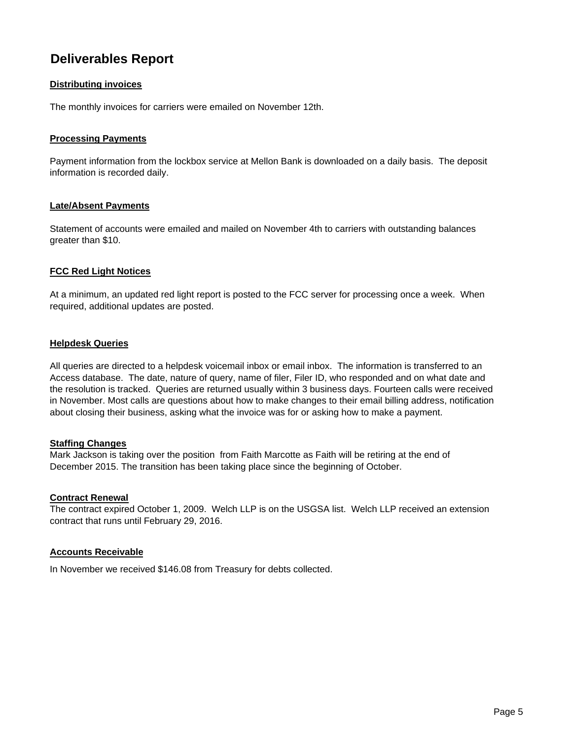# Deliverables Report

**Distributing invoices**

The monthly invoices for carriers were emailed on November 12th.

**Processing Payments**

Payment information from the lockbox service at Mellon Bank is downloaded on a daily basis. The deposit information is recorded daily.

**Late/Absent Payments**

Statement of accounts were emailed and mailed on November 4th to carriers with outstanding balances greater than $10.

**FCC Red Light Notices**

At a minimum, an updated red light report is posted to the FCC server for processing once a week. When required, additional updates are posted.

**Helpdesk Queries**

All queries are directed to a helpdesk voicemail inbox or email inbox. The information is transferred to an Access database. The date, nature of query, name of filer, Filer ID, who responded and on what date and the resolution is tracked. Queries are returned usually within 3 business days. Fourteen calls were received in November. Most calls are questions about how to make changes to their email billing address, notification about closing their business, asking what the invoice was for or asking how to make a payment.

**Staffing Changes**

Mark Jackson is taking over the position from Faith Marcotte as Faith will be retiring at the end of December 2015. The transition has been taking place since the beginning of October.

**Contract Renewal**

The contract expired October 1, 2009. Welch LLP is on the USGSA list. Welch LLP received an extension contract that runs until February 29, 2016.

**Accounts Receivable**

In November we received $146.08 from Treasury for debts collected.